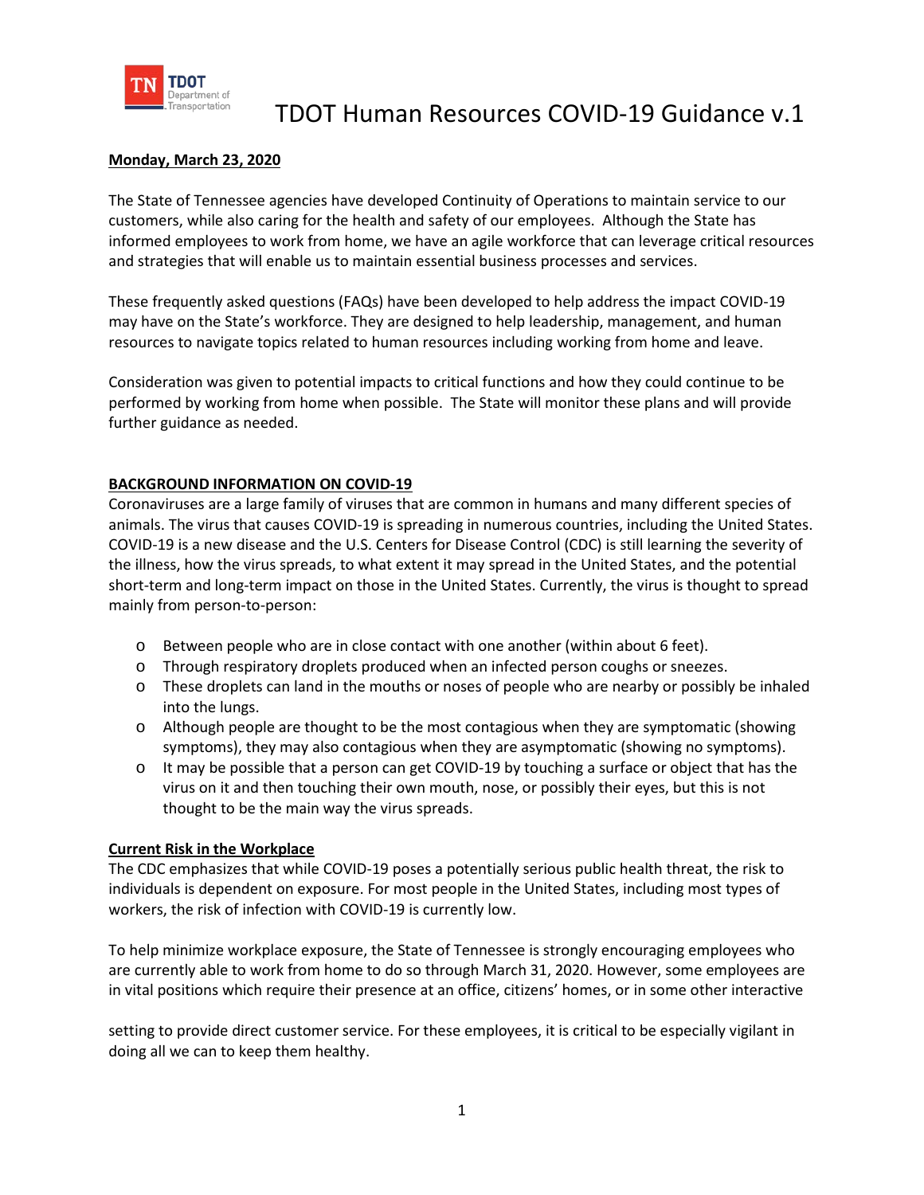# TDOT Human Resources COVID-19 Guidance v.1

**Monday, March 23, 2020**

The State of Tennessee agencies have developed Continuity of Operations to maintain service to our customers, while also caring for the health and safety of our employees. Although the State has informed employees to work from home, we have an agile workforce that can leverage critical resources and strategies that will enable us to maintain essential business processes and services.

These frequently asked questions (FAQs) have been developed to help address the impact COVID-19 may have on the State's workforce. They are designed to help leadership, management, and human resources to navigate topics related to human resources including working from home and leave.

Consideration was given to potential impacts to critical functions and how they could continue to be performed by working from home when possible. The State will monitor these plans and will provide further guidance as needed.

## BACKGROUND INFORMATION ON COVID-19

Coronaviruses are a large family of viruses that are common in humans and many different species of animals. The virus that causes COVID-19 is spreading in numerous countries, including the United States. COVID-19 is a new disease and the U.S. Centers for Disease Control (CDC) is still learning the severity of the illness, how the virus spreads, to what extent it may spread in the United States, and the potential short-term and long-term impact on those in the United States. Currently, the virus is thought to spread mainly from person-to-person:

- Between people who are in close contact with one another (within about 6 feet).
- Through respiratory droplets produced when an infected person coughs or sneezes.
- These droplets can land in the mouths or noses of people who are nearby or possibly be inhaled into the lungs.
- Although people are thought to be the most contagious when they are symptomatic (showing symptoms), they may also contagious when they are asymptomatic (showing no symptoms).
- It may be possible that a person can get COVID-19 by touching a surface or object that has the virus on it and then touching their own mouth, nose, or possibly their eyes, but this is not thought to be the main way the virus spreads.

### Current Risk in the Workplace

The CDC emphasizes that while COVID-19 poses a potentially serious public health threat, the risk to individuals is dependent on exposure. For most people in the United States, including most types of workers, the risk of infection with COVID-19 is currently low.

To help minimize workplace exposure, the State of Tennessee is strongly encouraging employees who are currently able to work from home to do so through March 31, 2020. However, some employees are in vital positions which require their presence at an office, citizens' homes, or in some other interactive setting to provide direct customer service. For these employees, it is critical to be especially vigilant in doing all we can to keep them healthy.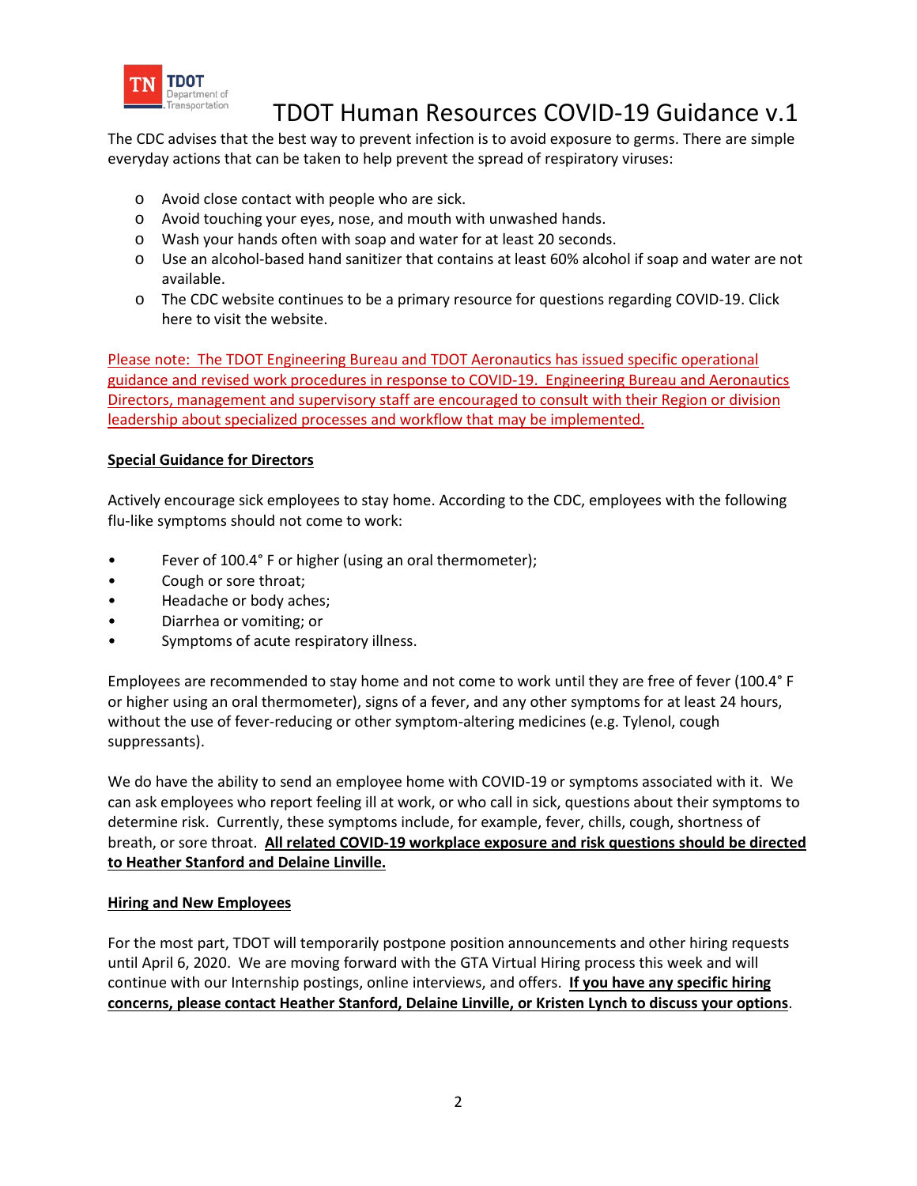The CDC advises that the best way to prevent infection is to avoid exposure to germs. There are simple everyday actions that can be taken to help prevent the spread of respiratory viruses:

- Avoid close contact with people who are sick.
- Avoid touching your eyes, nose, and mouth with unwashed hands.
- Wash your hands often with soap and water for at least 20 seconds.
- Use an alcohol-based hand sanitizer that contains at least 60% alcohol if soap and water are not available.
- The CDC website continues to be a primary resource for questions regarding COVID-19. Click here to visit the website.

Please note: The TDOT Engineering Bureau and TDOT Aeronautics has issued specific operational guidance and revised work procedures in response to COVID-19. Engineering Bureau and Aeronautics Directors, management and supervisory staff are encouraged to consult with their Region or division leadership about specialized processes and workflow that may be implemented.

## Special Guidance for Directors

Actively encourage sick employees to stay home. According to the CDC, employees with the following flu-like symptoms should not come to work:

- Fever of 100.4° F or higher (using an oral thermometer);
- Cough or sore throat;
- Headache or body aches;
- Diarrhea or vomiting; or
- Symptoms of acute respiratory illness.

Employees are recommended to stay home and not come to work until they are free of fever (100.4° F or higher using an oral thermometer), signs of a fever, and any other symptoms for at least 24 hours, without the use of fever-reducing or other symptom-altering medicines (e.g. Tylenol, cough suppressants).

We do have the ability to send an employee home with COVID-19 or symptoms associated with it. We can ask employees who report feeling ill at work, or who call in sick, questions about their symptoms to determine risk. Currently, these symptoms include, for example, fever, chills, cough, shortness of breath, or sore throat. **All related COVID-19 workplace exposure and risk questions should be directed to Heather Stanford and Delaine Linville.**

## Hiring and New Employees

For the most part, TDOT will temporarily postpone position announcements and other hiring requests until April 6, 2020. We are moving forward with the GTA Virtual Hiring process this week and will continue with our Internship postings, online interviews, and offers. **If you have any specific hiring concerns, please contact Heather Stanford, Delaine Linville, or Kristen Lynch to discuss your options**.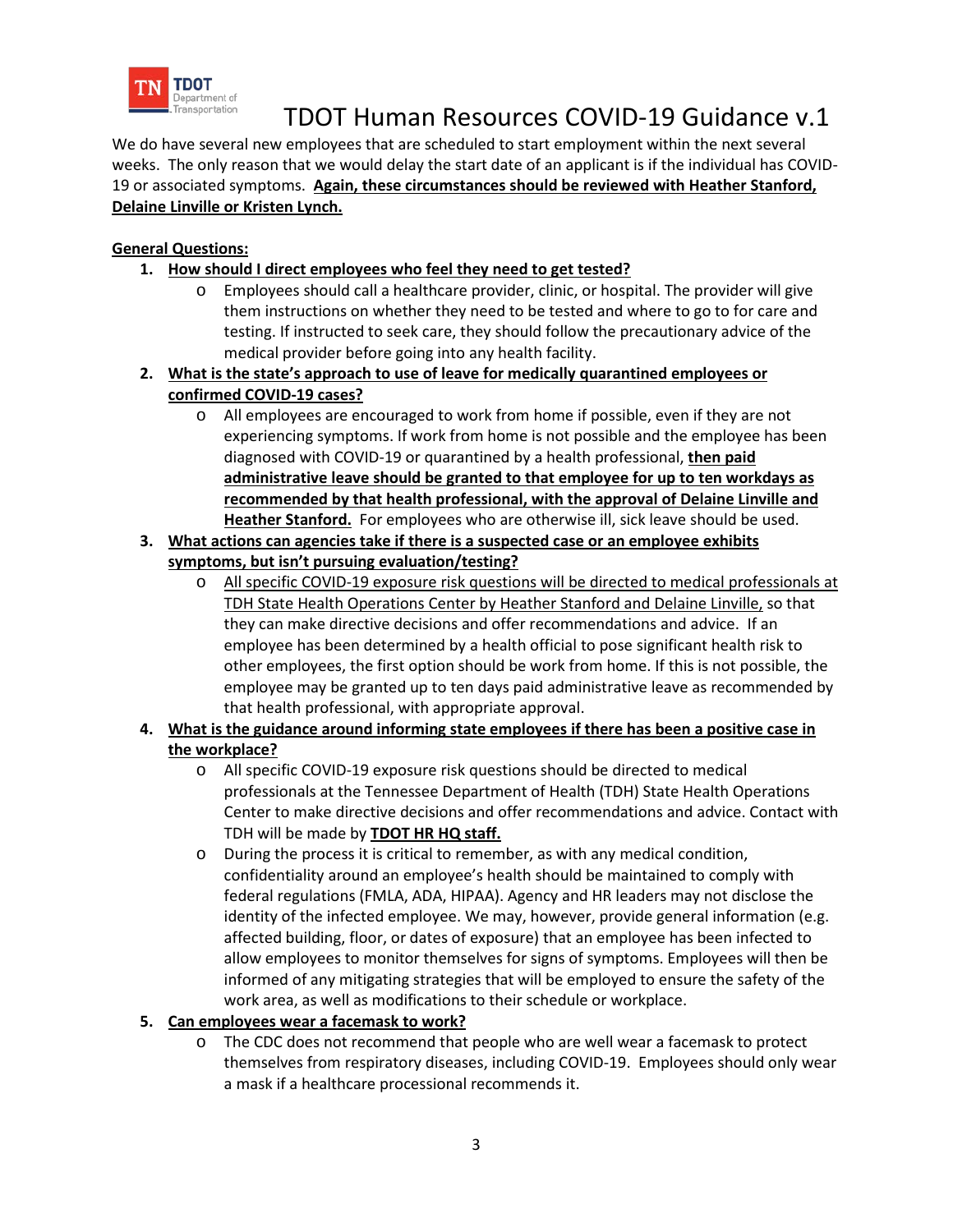We do have several new employees that are scheduled to start employment within the next several weeks. The only reason that we would delay the start date of an applicant is if the individual has COVID-19 or associated symptoms. **Again, these circumstances should be reviewed with Heather Stanford, Delaine Linville or Kristen Lynch.**

**General Questions:**

1. **How should I direct employees who feel they need to get tested?**
   - Employees should call a healthcare provider, clinic, or hospital. The provider will give them instructions on whether they need to be tested and where to go to for care and testing. If instructed to seek care, they should follow the precautionary advice of the medical provider before going into any health facility.
2. **What is the state's approach to use of leave for medically quarantined employees or confirmed COVID-19 cases?**
   - All employees are encouraged to work from home if possible, even if they are not experiencing symptoms. If work from home is not possible and the employee has been diagnosed with COVID-19 or quarantined by a health professional, **then paid administrative leave should be granted to that employee for up to ten workdays as recommended by that health professional, with the approval of Delaine Linville and Heather Stanford.** For employees who are otherwise ill, sick leave should be used.
3. **What actions can agencies take if there is a suspected case or an employee exhibits symptoms, but isn't pursuing evaluation/testing?**
   - All specific COVID-19 exposure risk questions will be directed to medical professionals at TDH State Health Operations Center by Heather Stanford and Delaine Linville, so that they can make directive decisions and offer recommendations and advice. If an employee has been determined by a health official to pose significant health risk to other employees, the first option should be work from home. If this is not possible, the employee may be granted up to ten days paid administrative leave as recommended by that health professional, with appropriate approval.
4. **What is the guidance around informing state employees if there has been a positive case in the workplace?**
   - All specific COVID-19 exposure risk questions should be directed to medical professionals at the Tennessee Department of Health (TDH) State Health Operations Center to make directive decisions and offer recommendations and advice. Contact with TDH will be made by **TDOT HR HQ staff.**
   - During the process it is critical to remember, as with any medical condition, confidentiality around an employee's health should be maintained to comply with federal regulations (FMLA, ADA, HIPAA). Agency and HR leaders may not disclose the identity of the infected employee. We may, however, provide general information (e.g. affected building, floor, or dates of exposure) that an employee has been infected to allow employees to monitor themselves for signs of symptoms. Employees will then be informed of any mitigating strategies that will be employed to ensure the safety of the work area, as well as modifications to their schedule or workplace.
5. **Can employees wear a facemask to work?**
   - The CDC does not recommend that people who are well wear a facemask to protect themselves from respiratory diseases, including COVID-19. Employees should only wear a mask if a healthcare processional recommends it.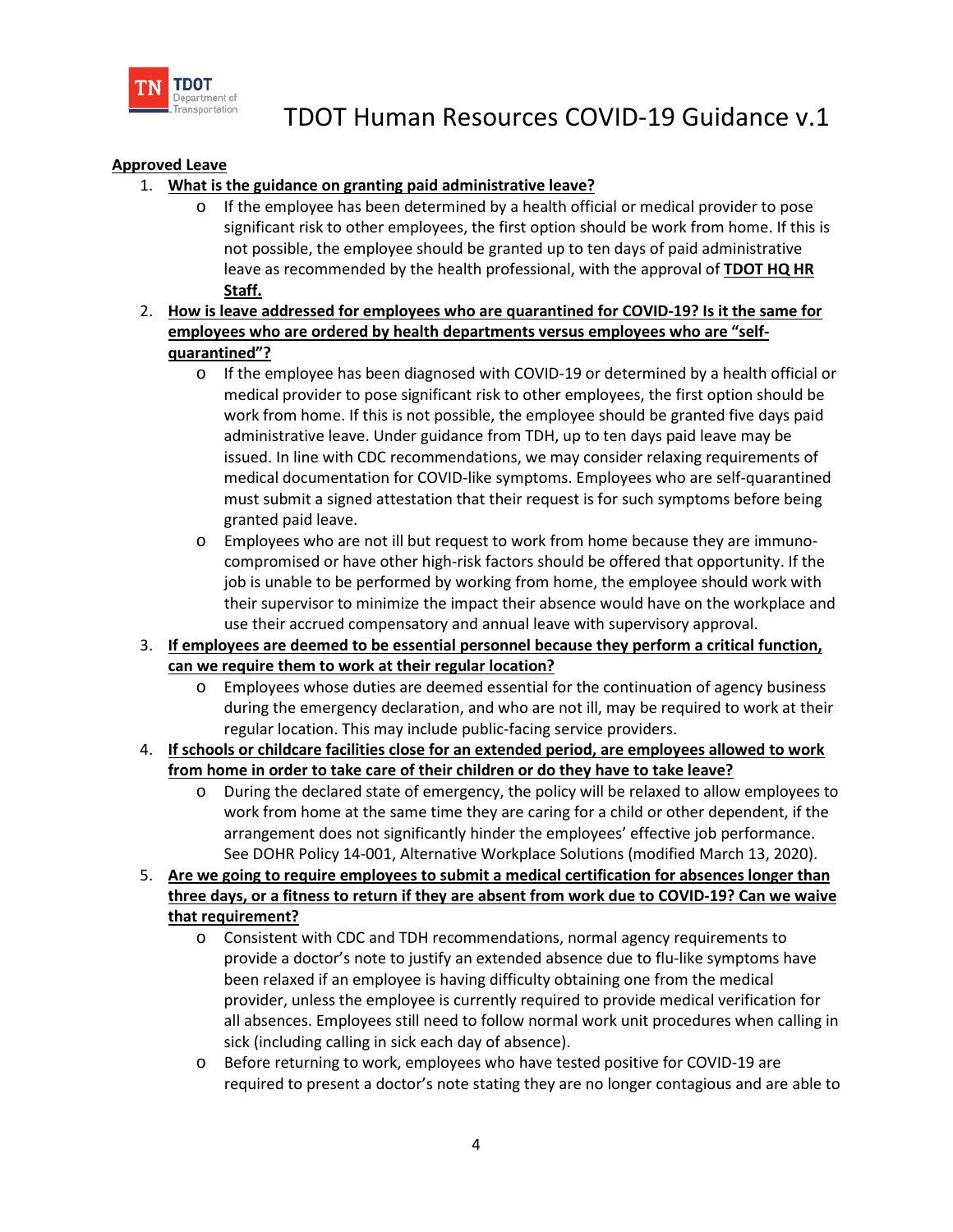**Approved Leave**

1. **What is the guidance on granting paid administrative leave?**
   - If the employee has been determined by a health official or medical provider to pose significant risk to other employees, the first option should be work from home. If this is not possible, the employee should be granted up to ten days of paid administrative leave as recommended by the health professional, with the approval of **TDOT HQ HR Staff.**
2. **How is leave addressed for employees who are quarantined for COVID-19? Is it the same for employees who are ordered by health departments versus employees who are "self-quarantined"?**
   - If the employee has been diagnosed with COVID-19 or determined by a health official or medical provider to pose significant risk to other employees, the first option should be work from home. If this is not possible, the employee should be granted five days paid administrative leave. Under guidance from TDH, up to ten days paid leave may be issued. In line with CDC recommendations, we may consider relaxing requirements of medical documentation for COVID-like symptoms. Employees who are self-quarantined must submit a signed attestation that their request is for such symptoms before being granted paid leave.
   - Employees who are not ill but request to work from home because they are immuno-compromised or have other high-risk factors should be offered that opportunity. If the job is unable to be performed by working from home, the employee should work with their supervisor to minimize the impact their absence would have on the workplace and use their accrued compensatory and annual leave with supervisory approval.
3. **If employees are deemed to be essential personnel because they perform a critical function, can we require them to work at their regular location?**
   - Employees whose duties are deemed essential for the continuation of agency business during the emergency declaration, and who are not ill, may be required to work at their regular location. This may include public-facing service providers.
4. **If schools or childcare facilities close for an extended period, are employees allowed to work from home in order to take care of their children or do they have to take leave?**
   - During the declared state of emergency, the policy will be relaxed to allow employees to work from home at the same time they are caring for a child or other dependent, if the arrangement does not significantly hinder the employees' effective job performance. See DOHR Policy 14-001, Alternative Workplace Solutions (modified March 13, 2020).
5. **Are we going to require employees to submit a medical certification for absences longer than three days, or a fitness to return if they are absent from work due to COVID-19? Can we waive that requirement?**
   - Consistent with CDC and TDH recommendations, normal agency requirements to provide a doctor's note to justify an extended absence due to flu-like symptoms have been relaxed if an employee is having difficulty obtaining one from the medical provider, unless the employee is currently required to provide medical verification for all absences. Employees still need to follow normal work unit procedures when calling in sick (including calling in sick each day of absence).
   - Before returning to work, employees who have tested positive for COVID-19 are required to present a doctor's note stating they are no longer contagious and are able to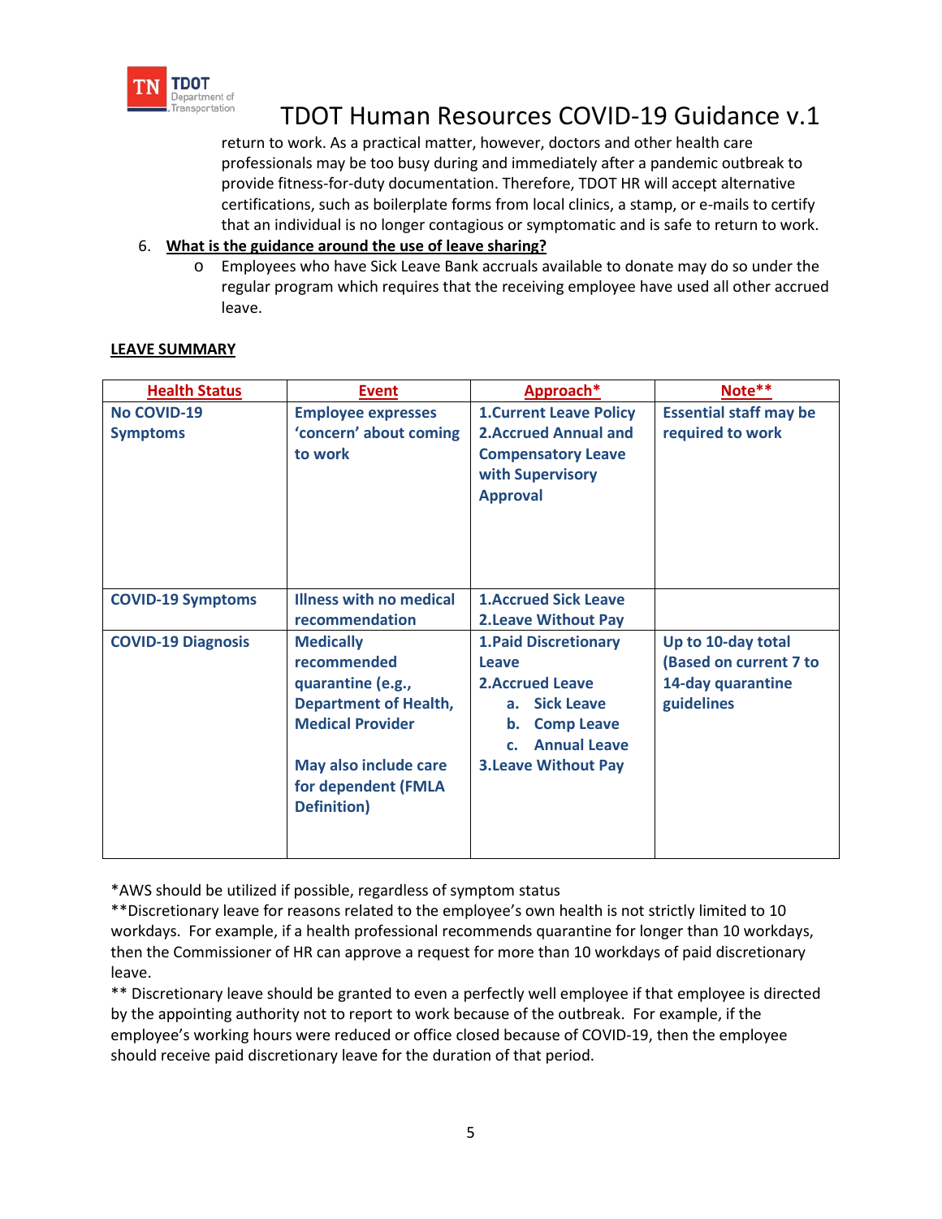return to work. As a practical matter, however, doctors and other health care professionals may be too busy during and immediately after a pandemic outbreak to provide fitness-for-duty documentation. Therefore, TDOT HR will accept alternative certifications, such as boilerplate forms from local clinics, a stamp, or e-mails to certify that an individual is no longer contagious or symptomatic and is safe to return to work.

6. **What is the guidance around the use of leave sharing?**
   - Employees who have Sick Leave Bank accruals available to donate may do so under the regular program which requires that the receiving employee have used all other accrued leave.

**LEAVE SUMMARY**

| Health Status | Event | Approach* | Note** |
|---|---|---|---|
| **No COVID-19 Symptoms** | **Employee expresses 'concern' about coming to work** | **1.Current Leave Policy**<br>**2.Accrued Annual and Compensatory Leave with Supervisory Approval** | **Essential staff may be required to work** |
| **COVID-19 Symptoms** | **Illness with no medical recommendation** | **1.Accrued Sick Leave**<br>**2.Leave Without Pay** | |
| **COVID-19 Diagnosis** | **Medically recommended quarantine (e.g., Department of Health, Medical Provider**<br><br>**May also include care for dependent (FMLA Definition)** | **1.Paid Discretionary Leave**<br>**2.Accrued Leave**<br>**a. Sick Leave**<br>**b. Comp Leave**<br>**c. Annual Leave**<br>**3.Leave Without Pay** | **Up to 10-day total (Based on current 7 to 14-day quarantine guidelines** |

*AWS should be utilized if possible, regardless of symptom status

**Discretionary leave for reasons related to the employee's own health is not strictly limited to 10 workdays. For example, if a health professional recommends quarantine for longer than 10 workdays, then the Commissioner of HR can approve a request for more than 10 workdays of paid discretionary leave.

** Discretionary leave should be granted to even a perfectly well employee if that employee is directed by the appointing authority not to report to work because of the outbreak. For example, if the employee's working hours were reduced or office closed because of COVID-19, then the employee should receive paid discretionary leave for the duration of that period.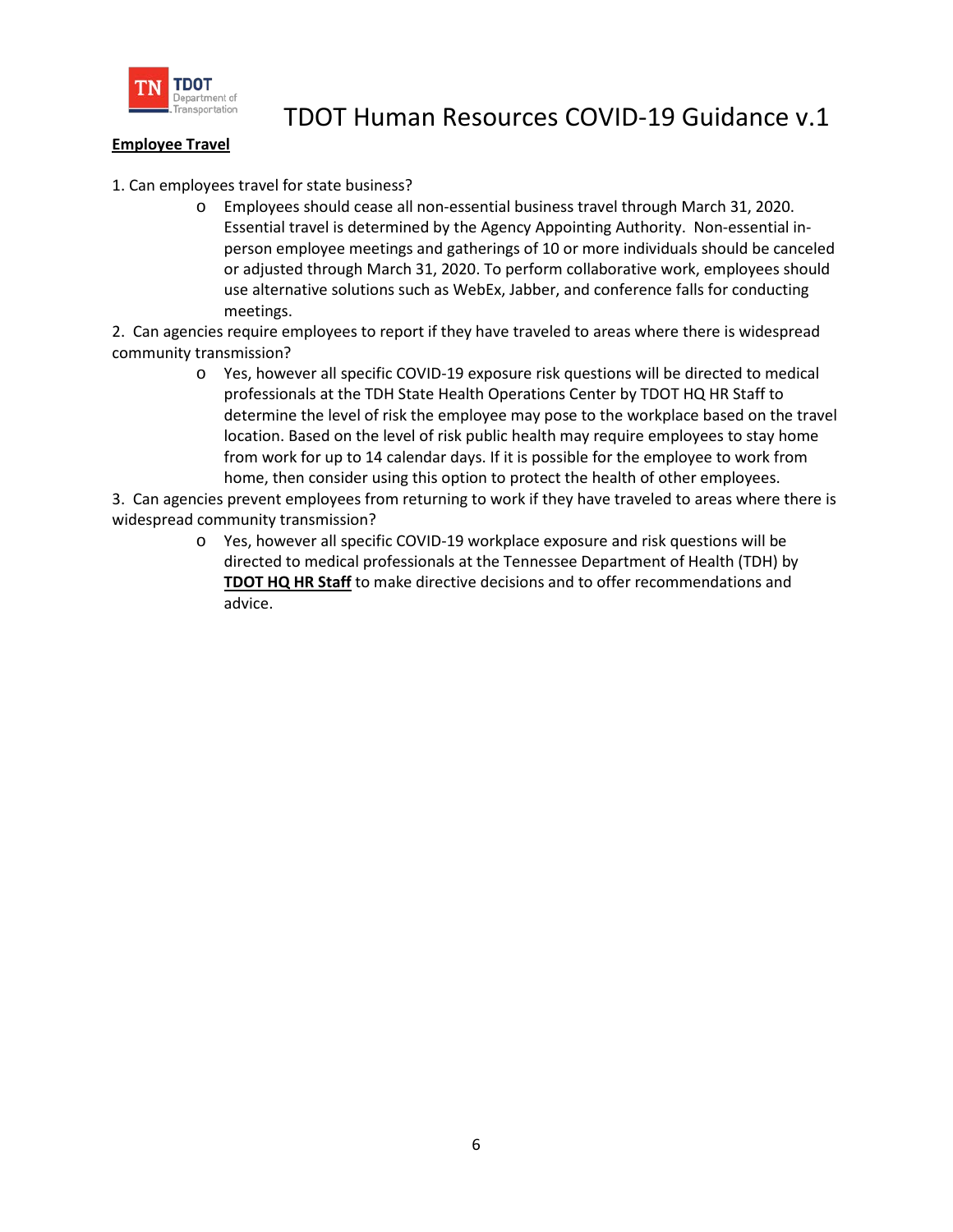## **Employee Travel**

1. Can employees travel for state business?
   - o Employees should cease all non-essential business travel through March 31, 2020. Essential travel is determined by the Agency Appointing Authority. Non-essential in-person employee meetings and gatherings of 10 or more individuals should be canceled or adjusted through March 31, 2020. To perform collaborative work, employees should use alternative solutions such as WebEx, Jabber, and conference falls for conducting meetings.

2. Can agencies require employees to report if they have traveled to areas where there is widespread community transmission?
   - o Yes, however all specific COVID-19 exposure risk questions will be directed to medical professionals at the TDH State Health Operations Center by TDOT HQ HR Staff to determine the level of risk the employee may pose to the workplace based on the travel location. Based on the level of risk public health may require employees to stay home from work for up to 14 calendar days. If it is possible for the employee to work from home, then consider using this option to protect the health of other employees.

3. Can agencies prevent employees from returning to work if they have traveled to areas where there is widespread community transmission?
   - o Yes, however all specific COVID-19 workplace exposure and risk questions will be directed to medical professionals at the Tennessee Department of Health (TDH) by **TDOT HQ HR Staff** to make directive decisions and to offer recommendations and advice.